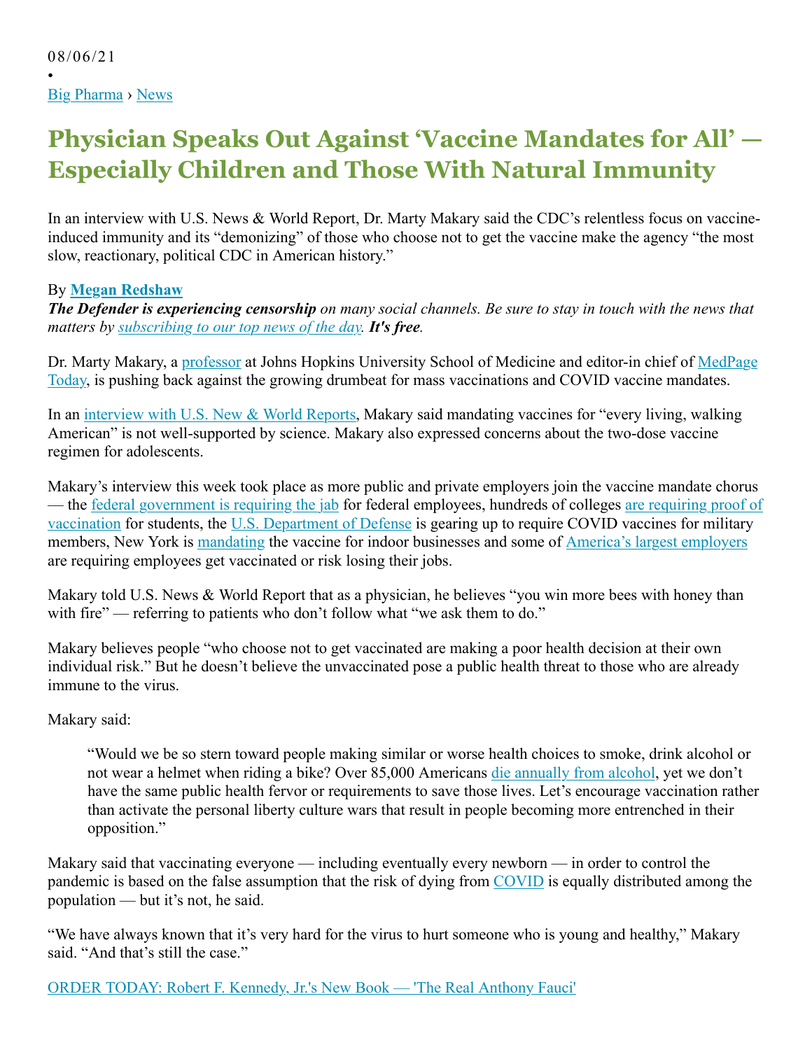08/06/21

•

Big Pharma › News

# Physician Speaks Out Against 'Vaccine Mandates for All' — Especially Children and Those With Natural Immunity

In an interview with U.S. News & World Report, Dr. Marty Makary said the CDC's relentless focus on vaccine-induced immunity and its "demonizing" of those who choose not to get the vaccine make the agency "the most slow, reactionary, political CDC in American history."

By **Megan Redshaw**

***The Defender is experiencing censorship*** *on many social channels. Be sure to stay in touch with the news that matters by subscribing to our top news of the day.* ***It's free****.*

Dr. Marty Makary, a professor at Johns Hopkins University School of Medicine and editor-in chief of MedPage Today, is pushing back against the growing drumbeat for mass vaccinations and COVID vaccine mandates.

In an interview with U.S. New & World Reports, Makary said mandating vaccines for "every living, walking American" is not well-supported by science. Makary also expressed concerns about the two-dose vaccine regimen for adolescents.

Makary's interview this week took place as more public and private employers join the vaccine mandate chorus — the federal government is requiring the jab for federal employees, hundreds of colleges are requiring proof of vaccination for students, the U.S. Department of Defense is gearing up to require COVID vaccines for military members, New York is mandating the vaccine for indoor businesses and some of America's largest employers are requiring employees get vaccinated or risk losing their jobs.

Makary told U.S. News & World Report that as a physician, he believes "you win more bees with honey than with fire" — referring to patients who don't follow what "we ask them to do."

Makary believes people "who choose not to get vaccinated are making a poor health decision at their own individual risk." But he doesn't believe the unvaccinated pose a public health threat to those who are already immune to the virus.

Makary said:

> "Would we be so stern toward people making similar or worse health choices to smoke, drink alcohol or not wear a helmet when riding a bike? Over 85,000 Americans die annually from alcohol, yet we don't have the same public health fervor or requirements to save those lives. Let's encourage vaccination rather than activate the personal liberty culture wars that result in people becoming more entrenched in their opposition."

Makary said that vaccinating everyone — including eventually every newborn — in order to control the pandemic is based on the false assumption that the risk of dying from COVID is equally distributed among the population — but it's not, he said.

"We have always known that it's very hard for the virus to hurt someone who is young and healthy," Makary said. "And that's still the case."

ORDER TODAY: Robert F. Kennedy, Jr.'s New Book — 'The Real Anthony Fauci'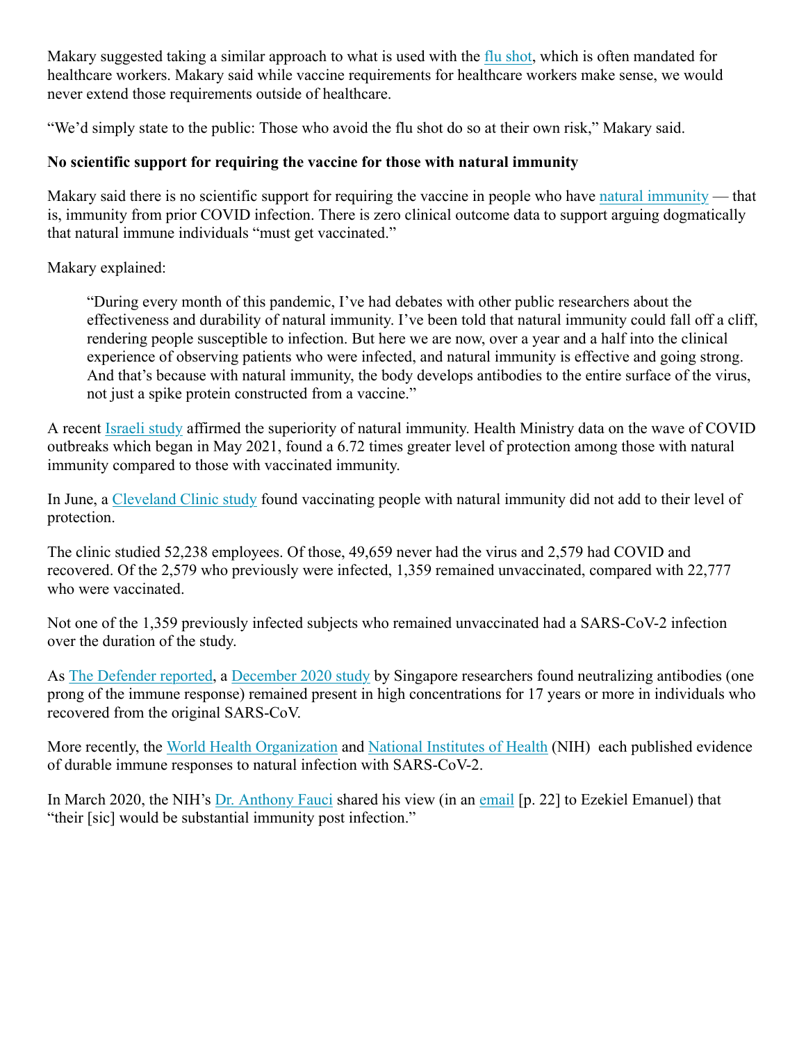Makary suggested taking a similar approach to what is used with the flu shot, which is often mandated for healthcare workers. Makary said while vaccine requirements for healthcare workers make sense, we would never extend those requirements outside of healthcare.

“We’d simply state to the public: Those who avoid the flu shot do so at their own risk,” Makary said.

**No scientific support for requiring the vaccine for those with natural immunity**

Makary said there is no scientific support for requiring the vaccine in people who have natural immunity — that is, immunity from prior COVID infection. There is zero clinical outcome data to support arguing dogmatically that natural immune individuals “must get vaccinated.”

Makary explained:

> “During every month of this pandemic, I’ve had debates with other public researchers about the effectiveness and durability of natural immunity. I’ve been told that natural immunity could fall off a cliff, rendering people susceptible to infection. But here we are now, over a year and a half into the clinical experience of observing patients who were infected, and natural immunity is effective and going strong. And that’s because with natural immunity, the body develops antibodies to the entire surface of the virus, not just a spike protein constructed from a vaccine.”

A recent Israeli study affirmed the superiority of natural immunity. Health Ministry data on the wave of COVID outbreaks which began in May 2021, found a 6.72 times greater level of protection among those with natural immunity compared to those with vaccinated immunity.

In June, a Cleveland Clinic study found vaccinating people with natural immunity did not add to their level of protection.

The clinic studied 52,238 employees. Of those, 49,659 never had the virus and 2,579 had COVID and recovered. Of the 2,579 who previously were infected, 1,359 remained unvaccinated, compared with 22,777 who were vaccinated.

Not one of the 1,359 previously infected subjects who remained unvaccinated had a SARS-CoV-2 infection over the duration of the study.

As The Defender reported, a December 2020 study by Singapore researchers found neutralizing antibodies (one prong of the immune response) remained present in high concentrations for 17 years or more in individuals who recovered from the original SARS-CoV.

More recently, the World Health Organization and National Institutes of Health (NIH) each published evidence of durable immune responses to natural infection with SARS-CoV-2.

In March 2020, the NIH’s Dr. Anthony Fauci shared his view (in an email [p. 22] to Ezekiel Emanuel) that “their [sic] would be substantial immunity post infection.”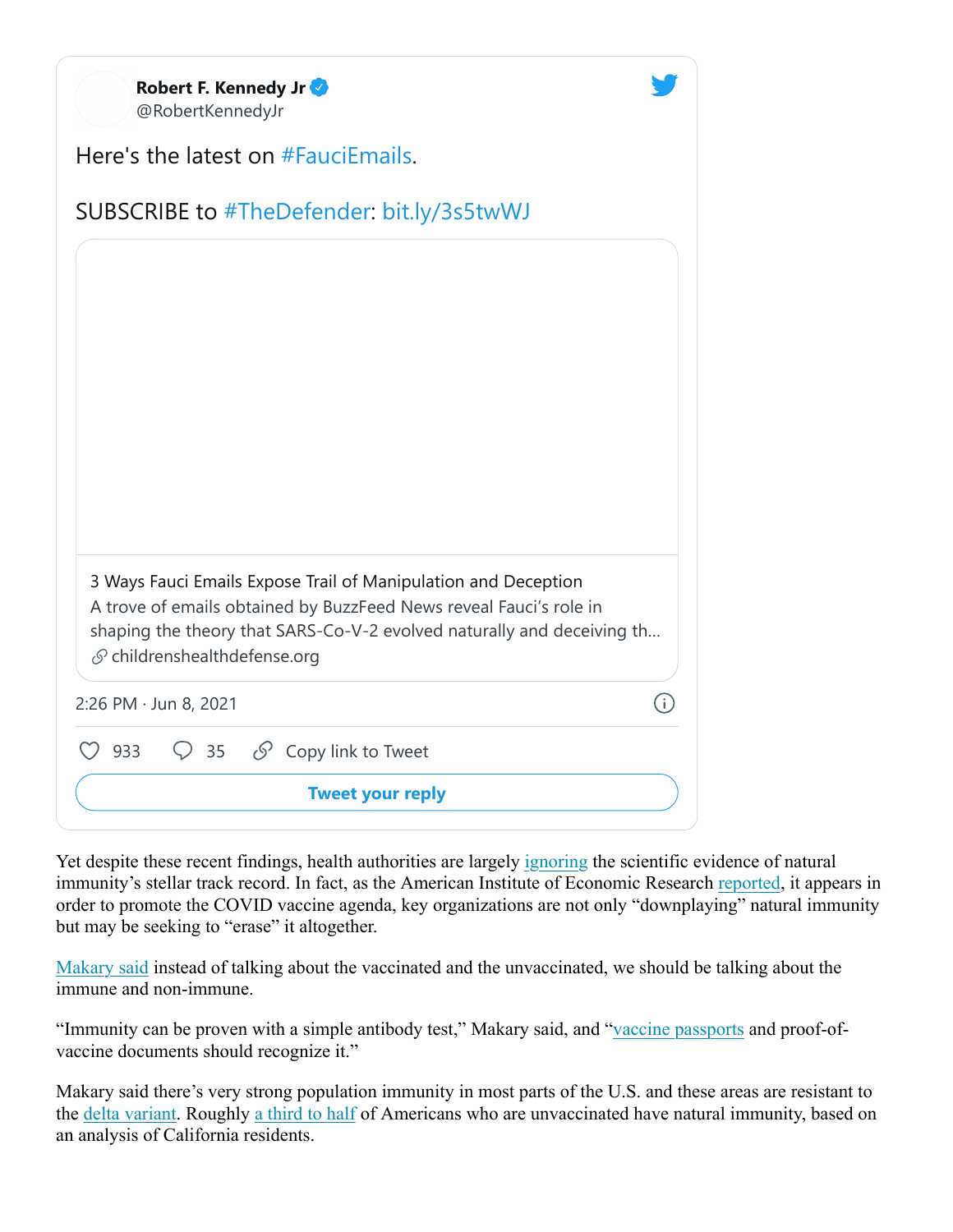Robert F. Kennedy Jr
@RobertKennedyJr

Here's the latest on #FauciEmails.

SUBSCRIBE to #TheDefender: bit.ly/3s5twWJ

3 Ways Fauci Emails Expose Trail of Manipulation and Deception
A trove of emails obtained by BuzzFeed News reveal Fauci's role in shaping the theory that SARS-Co-V-2 evolved naturally and deceiving th...
childrenshealthdefense.org

2:26 PM · Jun 8, 2021

933 · 35 · Copy link to Tweet

Tweet your reply

Yet despite these recent findings, health authorities are largely ignoring the scientific evidence of natural immunity's stellar track record. In fact, as the American Institute of Economic Research reported, it appears in order to promote the COVID vaccine agenda, key organizations are not only "downplaying" natural immunity but may be seeking to "erase" it altogether.

Makary said instead of talking about the vaccinated and the unvaccinated, we should be talking about the immune and non-immune.

"Immunity can be proven with a simple antibody test," Makary said, and "vaccine passports and proof-of-vaccine documents should recognize it."

Makary said there's very strong population immunity in most parts of the U.S. and these areas are resistant to the delta variant. Roughly a third to half of Americans who are unvaccinated have natural immunity, based on an analysis of California residents.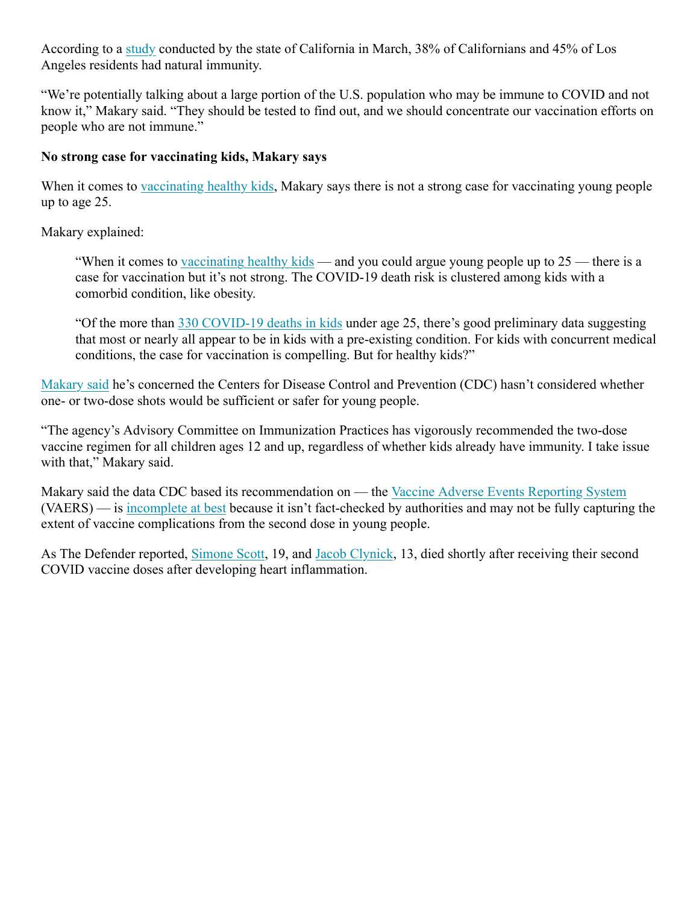According to a study conducted by the state of California in March, 38% of Californians and 45% of Los Angeles residents had natural immunity.

“We’re potentially talking about a large portion of the U.S. population who may be immune to COVID and not know it,” Makary said. “They should be tested to find out, and we should concentrate our vaccination efforts on people who are not immune.”

**No strong case for vaccinating kids, Makary says**

When it comes to vaccinating healthy kids, Makary says there is not a strong case for vaccinating young people up to age 25.

Makary explained:

> “When it comes to vaccinating healthy kids — and you could argue young people up to 25 — there is a case for vaccination but it’s not strong. The COVID-19 death risk is clustered among kids with a comorbid condition, like obesity.
>
> “Of the more than 330 COVID-19 deaths in kids under age 25, there’s good preliminary data suggesting that most or nearly all appear to be in kids with a pre-existing condition. For kids with concurrent medical conditions, the case for vaccination is compelling. But for healthy kids?”

Makary said he’s concerned the Centers for Disease Control and Prevention (CDC) hasn’t considered whether one- or two-dose shots would be sufficient or safer for young people.

“The agency’s Advisory Committee on Immunization Practices has vigorously recommended the two-dose vaccine regimen for all children ages 12 and up, regardless of whether kids already have immunity. I take issue with that,” Makary said.

Makary said the data CDC based its recommendation on — the Vaccine Adverse Events Reporting System (VAERS) — is incomplete at best because it isn’t fact-checked by authorities and may not be fully capturing the extent of vaccine complications from the second dose in young people.

As The Defender reported, Simone Scott, 19, and Jacob Clynick, 13, died shortly after receiving their second COVID vaccine doses after developing heart inflammation.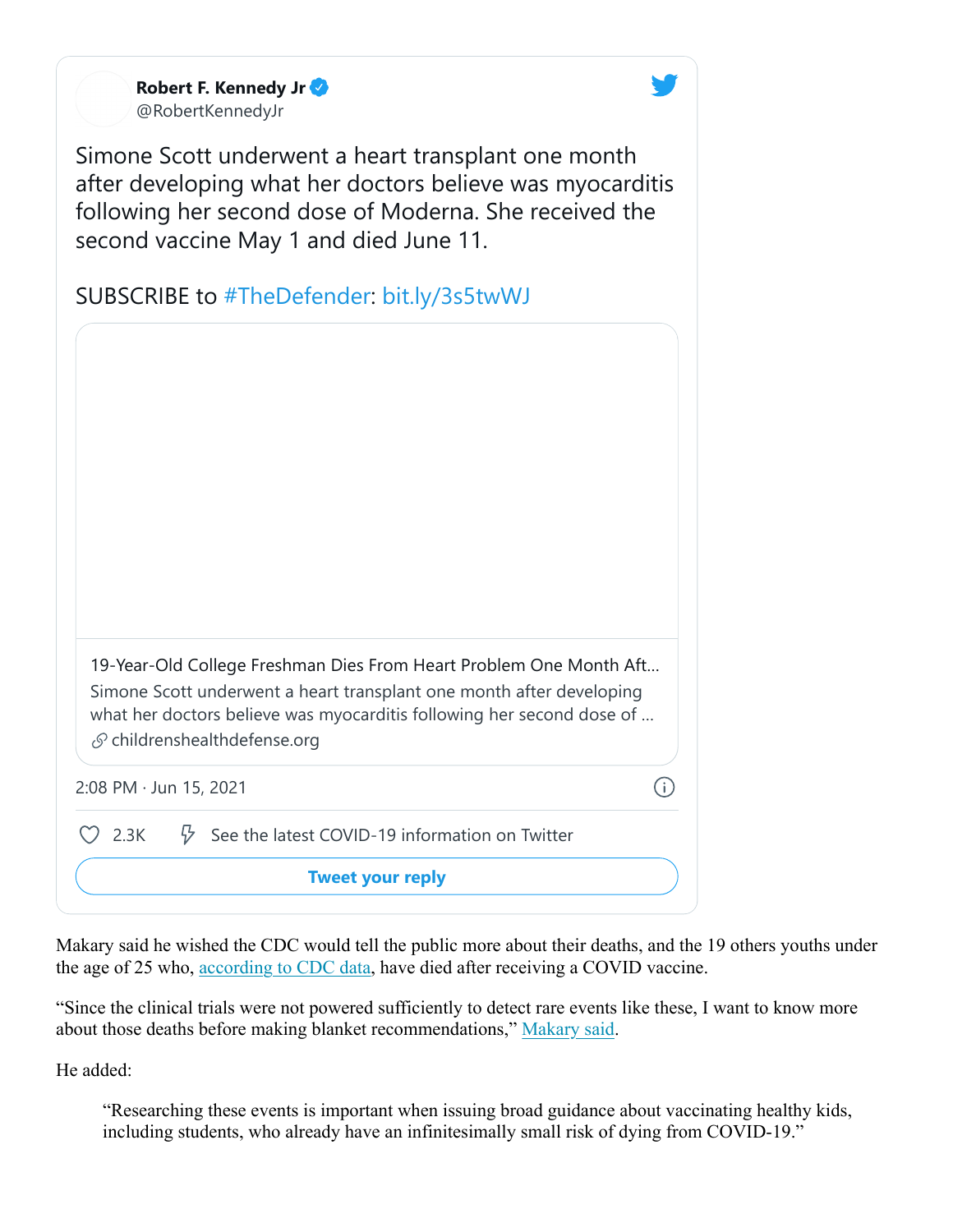**Robert F. Kennedy Jr** @RobertKennedyJr

Simone Scott underwent a heart transplant one month after developing what her doctors believe was myocarditis following her second dose of Moderna. She received the second vaccine May 1 and died June 11.

SUBSCRIBE to #TheDefender: bit.ly/3s5twWJ

19-Year-Old College Freshman Dies From Heart Problem One Month Aft...
Simone Scott underwent a heart transplant one month after developing what her doctors believe was myocarditis following her second dose of ...
childrenshealthdefense.org

2:08 PM · Jun 15, 2021

2.3K  See the latest COVID-19 information on Twitter

Tweet your reply

Makary said he wished the CDC would tell the public more about their deaths, and the 19 others youths under the age of 25 who, according to CDC data, have died after receiving a COVID vaccine.

"Since the clinical trials were not powered sufficiently to detect rare events like these, I want to know more about those deaths before making blanket recommendations," Makary said.

He added:

> "Researching these events is important when issuing broad guidance about vaccinating healthy kids, including students, who already have an infinitesimally small risk of dying from COVID-19."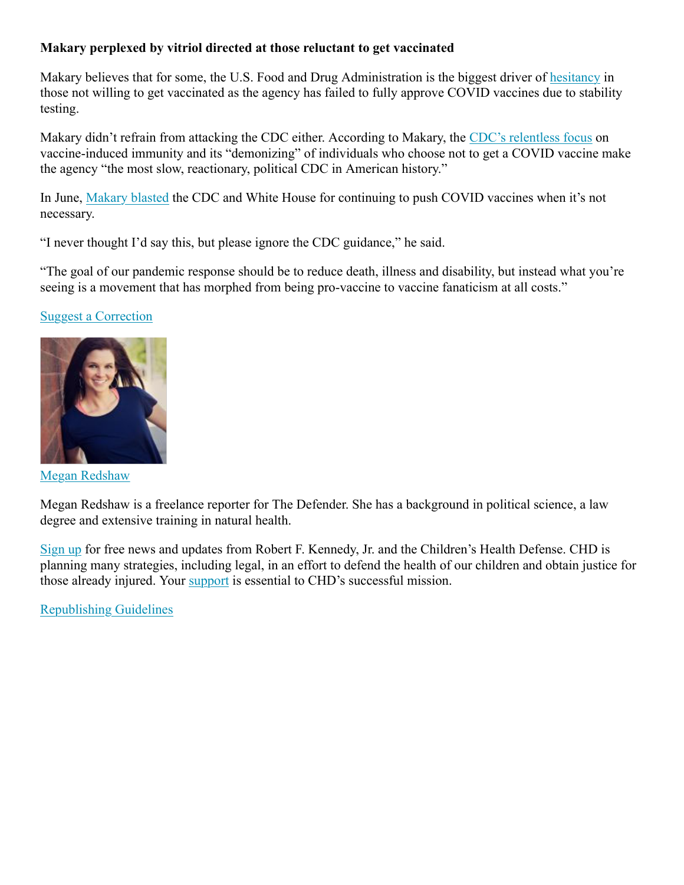**Makary perplexed by vitriol directed at those reluctant to get vaccinated**

Makary believes that for some, the U.S. Food and Drug Administration is the biggest driver of hesitancy in those not willing to get vaccinated as the agency has failed to fully approve COVID vaccines due to stability testing.

Makary didn't refrain from attacking the CDC either. According to Makary, the CDC's relentless focus on vaccine-induced immunity and its "demonizing" of individuals who choose not to get a COVID vaccine make the agency "the most slow, reactionary, political CDC in American history."

In June, Makary blasted the CDC and White House for continuing to push COVID vaccines when it's not necessary.

"I never thought I'd say this, but please ignore the CDC guidance," he said.

"The goal of our pandemic response should be to reduce death, illness and disability, but instead what you're seeing is a movement that has morphed from being pro-vaccine to vaccine fanaticism at all costs."

Suggest a Correction

Megan Redshaw

Megan Redshaw is a freelance reporter for The Defender. She has a background in political science, a law degree and extensive training in natural health.

Sign up for free news and updates from Robert F. Kennedy, Jr. and the Children's Health Defense. CHD is planning many strategies, including legal, in an effort to defend the health of our children and obtain justice for those already injured. Your support is essential to CHD's successful mission.

Republishing Guidelines